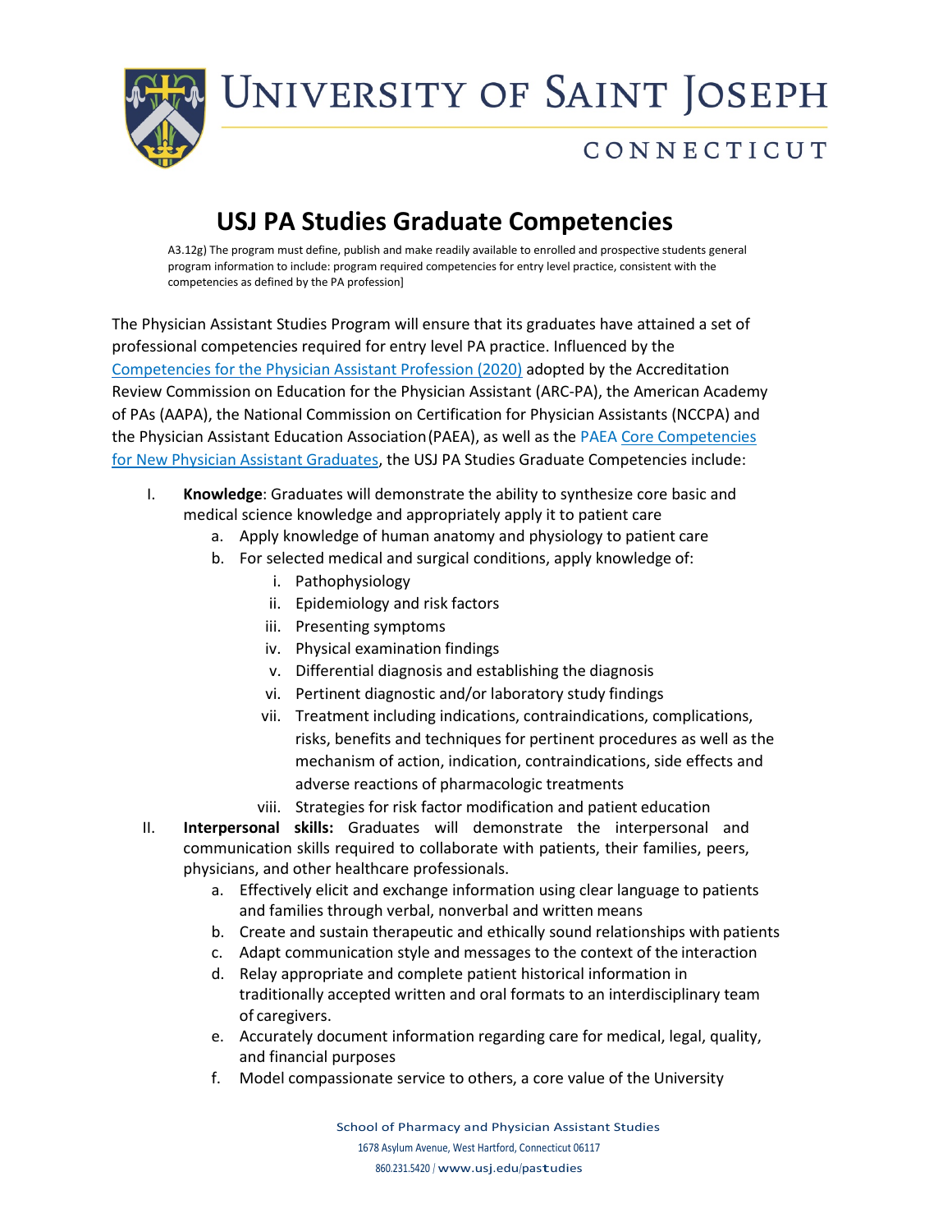# USJ PA Studies Graduate Competencies

A3.12g) The program must define, publish and make readily available to enrolled and prospective students general program information to include: program required competencies for entry level practice, consistent with the competencies as defined by the PA profession]

The Physician Assistant Studies Program will ensure that its graduates have attained a set of professional competencies required for entry level PA practice. Influenced by the Competencies for the Physician Assistant Profession (2020) adopted by the Accreditation Review Commission on Education for the Physician Assistant (ARC-PA), the American Academy of PAs (AAPA), the National Commission on Certification for Physician Assistants (NCCPA) and the Physician Assistant Education Association (PAEA), as well as the PAEA Core Competencies for New Physician Assistant Graduates, the USJ PA Studies Graduate Competencies include:

I. **Knowledge**: Graduates will demonstrate the ability to synthesize core basic and medical science knowledge and appropriately apply it to patient care
    a. Apply knowledge of human anatomy and physiology to patient care
    b. For selected medical and surgical conditions, apply knowledge of:
        i. Pathophysiology
        ii. Epidemiology and risk factors
        iii. Presenting symptoms
        iv. Physical examination findings
        v. Differential diagnosis and establishing the diagnosis
        vi. Pertinent diagnostic and/or laboratory study findings
        vii. Treatment including indications, contraindications, complications, risks, benefits and techniques for pertinent procedures as well as the mechanism of action, indication, contraindications, side effects and adverse reactions of pharmacologic treatments
        viii. Strategies for risk factor modification and patient education

II. **Interpersonal skills:** Graduates will demonstrate the interpersonal and communication skills required to collaborate with patients, their families, peers, physicians, and other healthcare professionals.
    a. Effectively elicit and exchange information using clear language to patients and families through verbal, nonverbal and written means
    b. Create and sustain therapeutic and ethically sound relationships with patients
    c. Adapt communication style and messages to the context of the interaction
    d. Relay appropriate and complete patient historical information in traditionally accepted written and oral formats to an interdisciplinary team of caregivers.
    e. Accurately document information regarding care for medical, legal, quality, and financial purposes
    f. Model compassionate service to others, a core value of the University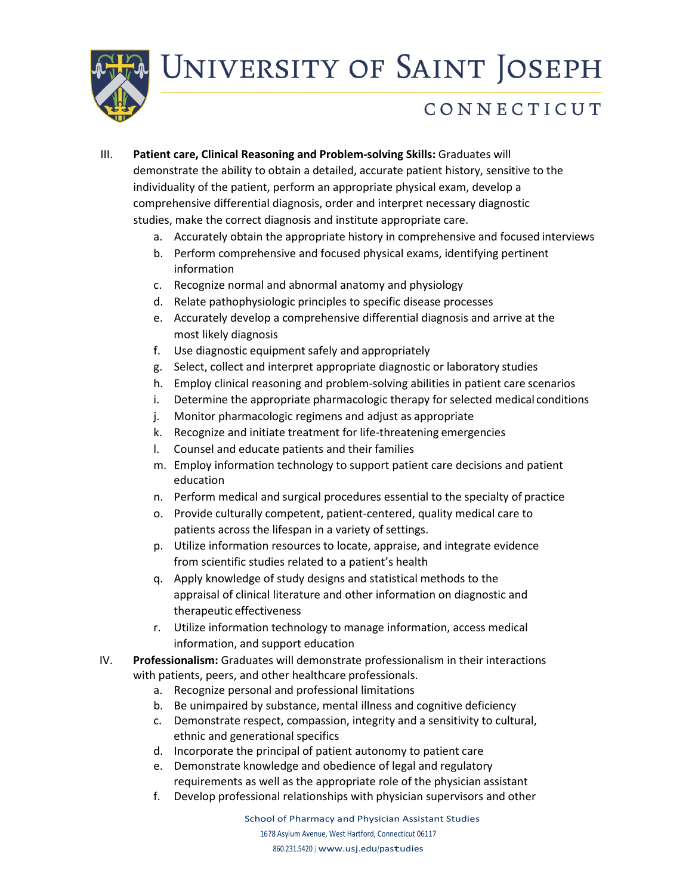III. **Patient care, Clinical Reasoning and Problem-solving Skills:** Graduates will demonstrate the ability to obtain a detailed, accurate patient history, sensitive to the individuality of the patient, perform an appropriate physical exam, develop a comprehensive differential diagnosis, order and interpret necessary diagnostic studies, make the correct diagnosis and institute appropriate care.

   a. Accurately obtain the appropriate history in comprehensive and focused interviews
   b. Perform comprehensive and focused physical exams, identifying pertinent information
   c. Recognize normal and abnormal anatomy and physiology
   d. Relate pathophysiologic principles to specific disease processes
   e. Accurately develop a comprehensive differential diagnosis and arrive at the most likely diagnosis
   f. Use diagnostic equipment safely and appropriately
   g. Select, collect and interpret appropriate diagnostic or laboratory studies
   h. Employ clinical reasoning and problem-solving abilities in patient care scenarios
   i. Determine the appropriate pharmacologic therapy for selected medical conditions
   j. Monitor pharmacologic regimens and adjust as appropriate
   k. Recognize and initiate treatment for life-threatening emergencies
   l. Counsel and educate patients and their families
   m. Employ information technology to support patient care decisions and patient education
   n. Perform medical and surgical procedures essential to the specialty of practice
   o. Provide culturally competent, patient-centered, quality medical care to patients across the lifespan in a variety of settings.
   p. Utilize information resources to locate, appraise, and integrate evidence from scientific studies related to a patient's health
   q. Apply knowledge of study designs and statistical methods to the appraisal of clinical literature and other information on diagnostic and therapeutic effectiveness
   r. Utilize information technology to manage information, access medical information, and support education

IV. **Professionalism:** Graduates will demonstrate professionalism in their interactions with patients, peers, and other healthcare professionals.

   a. Recognize personal and professional limitations
   b. Be unimpaired by substance, mental illness and cognitive deficiency
   c. Demonstrate respect, compassion, integrity and a sensitivity to cultural, ethnic and generational specifics
   d. Incorporate the principal of patient autonomy to patient care
   e. Demonstrate knowledge and obedience of legal and regulatory requirements as well as the appropriate role of the physician assistant
   f. Develop professional relationships with physician supervisors and other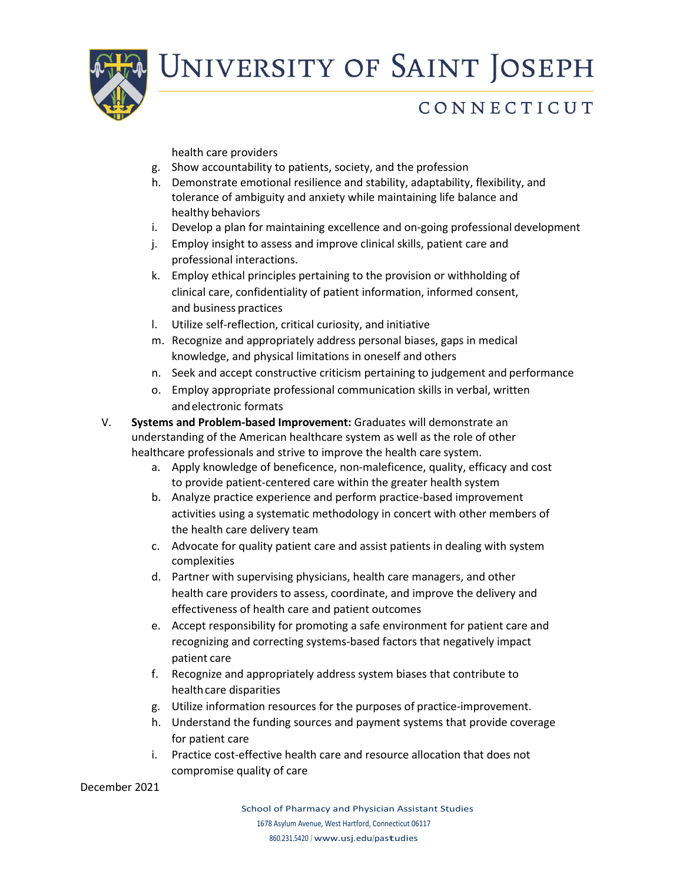health care providers

g. Show accountability to patients, society, and the profession
h. Demonstrate emotional resilience and stability, adaptability, flexibility, and tolerance of ambiguity and anxiety while maintaining life balance and healthy behaviors
i. Develop a plan for maintaining excellence and on-going professional development
j. Employ insight to assess and improve clinical skills, patient care and professional interactions.
k. Employ ethical principles pertaining to the provision or withholding of clinical care, confidentiality of patient information, informed consent, and business practices
l. Utilize self-reflection, critical curiosity, and initiative
m. Recognize and appropriately address personal biases, gaps in medical knowledge, and physical limitations in oneself and others
n. Seek and accept constructive criticism pertaining to judgement and performance
o. Employ appropriate professional communication skills in verbal, written and electronic formats

V. **Systems and Problem-based Improvement:** Graduates will demonstrate an understanding of the American healthcare system as well as the role of other healthcare professionals and strive to improve the health care system.

a. Apply knowledge of beneficence, non-maleficence, quality, efficacy and cost to provide patient-centered care within the greater health system
b. Analyze practice experience and perform practice-based improvement activities using a systematic methodology in concert with other members of the health care delivery team
c. Advocate for quality patient care and assist patients in dealing with system complexities
d. Partner with supervising physicians, health care managers, and other health care providers to assess, coordinate, and improve the delivery and effectiveness of health care and patient outcomes
e. Accept responsibility for promoting a safe environment for patient care and recognizing and correcting systems-based factors that negatively impact patient care
f. Recognize and appropriately address system biases that contribute to health care disparities
g. Utilize information resources for the purposes of practice-improvement.
h. Understand the funding sources and payment systems that provide coverage for patient care
i. Practice cost-effective health care and resource allocation that does not compromise quality of care

December 2021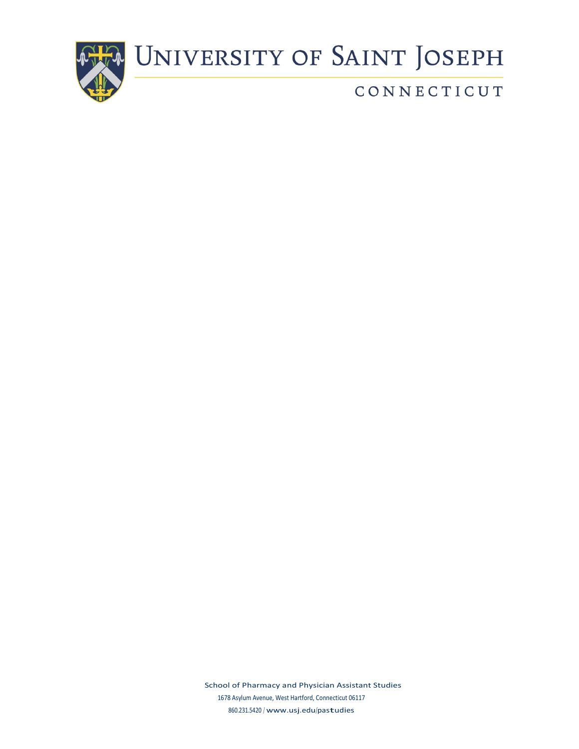# UNIVERSITY OF SAINT JOSEPH

CONNECTICUT

School of Pharmacy and Physician Assistant Studies

1678 Asylum Avenue, West Hartford, Connecticut 06117

860.231.5420 / www.usj.edu/pastudies